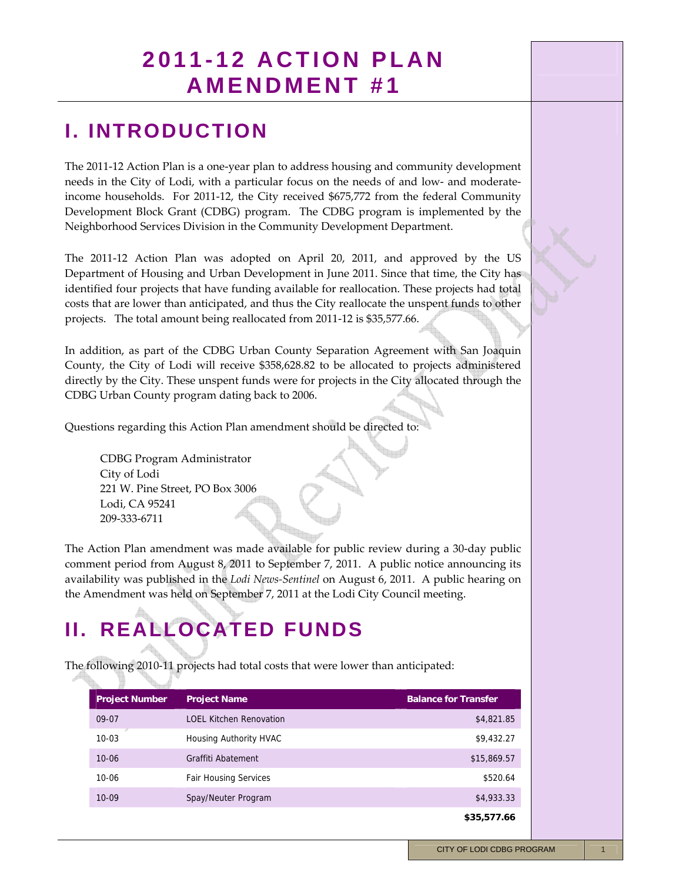# 2011-12 ACTION PLAN AMENDMENT #1

## I. INTRODUCTION

The 2011-12 Action Plan is a one-year plan to address housing and community development needs in the City of Lodi, with a particular focus on the needs of and low- and moderate-income households. For 2011-12, the City received $675,772 from the federal Community Development Block Grant (CDBG) program. The CDBG program is implemented by the Neighborhood Services Division in the Community Development Department.

The 2011-12 Action Plan was adopted on April 20, 2011, and approved by the US Department of Housing and Urban Development in June 2011. Since that time, the City has identified four projects that have funding available for reallocation. These projects had total costs that are lower than anticipated, and thus the City reallocate the unspent funds to other projects. The total amount being reallocated from 2011-12 is $35,577.66.

In addition, as part of the CDBG Urban County Separation Agreement with San Joaquin County, the City of Lodi will receive $358,628.82 to be allocated to projects administered directly by the City. These unspent funds were for projects in the City allocated through the CDBG Urban County program dating back to 2006.

Questions regarding this Action Plan amendment should be directed to:

CDBG Program Administrator
City of Lodi
221 W. Pine Street, PO Box 3006
Lodi, CA 95241
209-333-6711

The Action Plan amendment was made available for public review during a 30-day public comment period from August 8, 2011 to September 7, 2011. A public notice announcing its availability was published in the *Lodi News-Sentinel* on August 6, 2011. A public hearing on the Amendment was held on September 7, 2011 at the Lodi City Council meeting.

## II. REALLOCATED FUNDS

The following 2010-11 projects had total costs that were lower than anticipated:

| Project Number | Project Name | Balance for Transfer |
|---|---|---|
| 09-07 | LOEL Kitchen Renovation | $4,821.85 |
| 10-03 | Housing Authority HVAC | $9,432.27 |
| 10-06 | Graffiti Abatement | $15,869.57 |
| 10-06 | Fair Housing Services | $520.64 |
| 10-09 | Spay/Neuter Program | $4,933.33 |
| | | **$35,577.66** |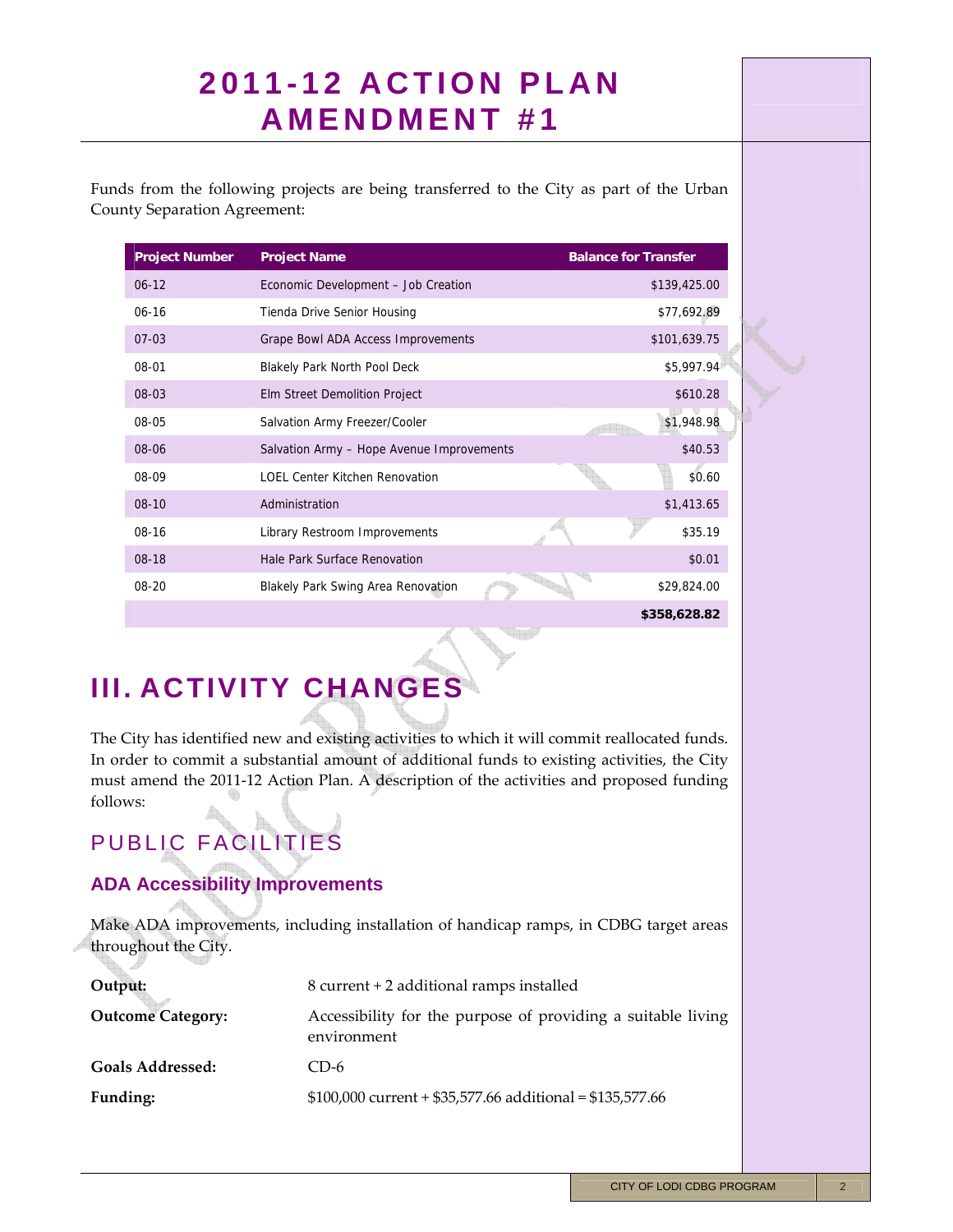# 2011-12 ACTION PLAN AMENDMENT #1

Funds from the following projects are being transferred to the City as part of the Urban County Separation Agreement:

| Project Number | Project Name | Balance for Transfer |
|---|---|---|
| 06-12 | Economic Development – Job Creation | $139,425.00 |
| 06-16 | Tienda Drive Senior Housing | $77,692.89 |
| 07-03 | Grape Bowl ADA Access Improvements | $101,639.75 |
| 08-01 | Blakely Park North Pool Deck | $5,997.94 |
| 08-03 | Elm Street Demolition Project | $610.28 |
| 08-05 | Salvation Army Freezer/Cooler | $1,948.98 |
| 08-06 | Salvation Army – Hope Avenue Improvements | $40.53 |
| 08-09 | LOEL Center Kitchen Renovation | $0.60 |
| 08-10 | Administration | $1,413.65 |
| 08-16 | Library Restroom Improvements | $35.19 |
| 08-18 | Hale Park Surface Renovation | $0.01 |
| 08-20 | Blakely Park Swing Area Renovation | $29,824.00 |
| | | **$358,628.82** |

## III. ACTIVITY CHANGES

The City has identified new and existing activities to which it will commit reallocated funds. In order to commit a substantial amount of additional funds to existing activities, the City must amend the 2011-12 Action Plan. A description of the activities and proposed funding follows:

### PUBLIC FACILITIES

#### ADA Accessibility Improvements

Make ADA improvements, including installation of handicap ramps, in CDBG target areas throughout the City.

**Output:** 8 current + 2 additional ramps installed

**Outcome Category:** Accessibility for the purpose of providing a suitable living environment

**Goals Addressed:** CD-6

**Funding:** $100,000 current + $35,577.66 additional = $135,577.66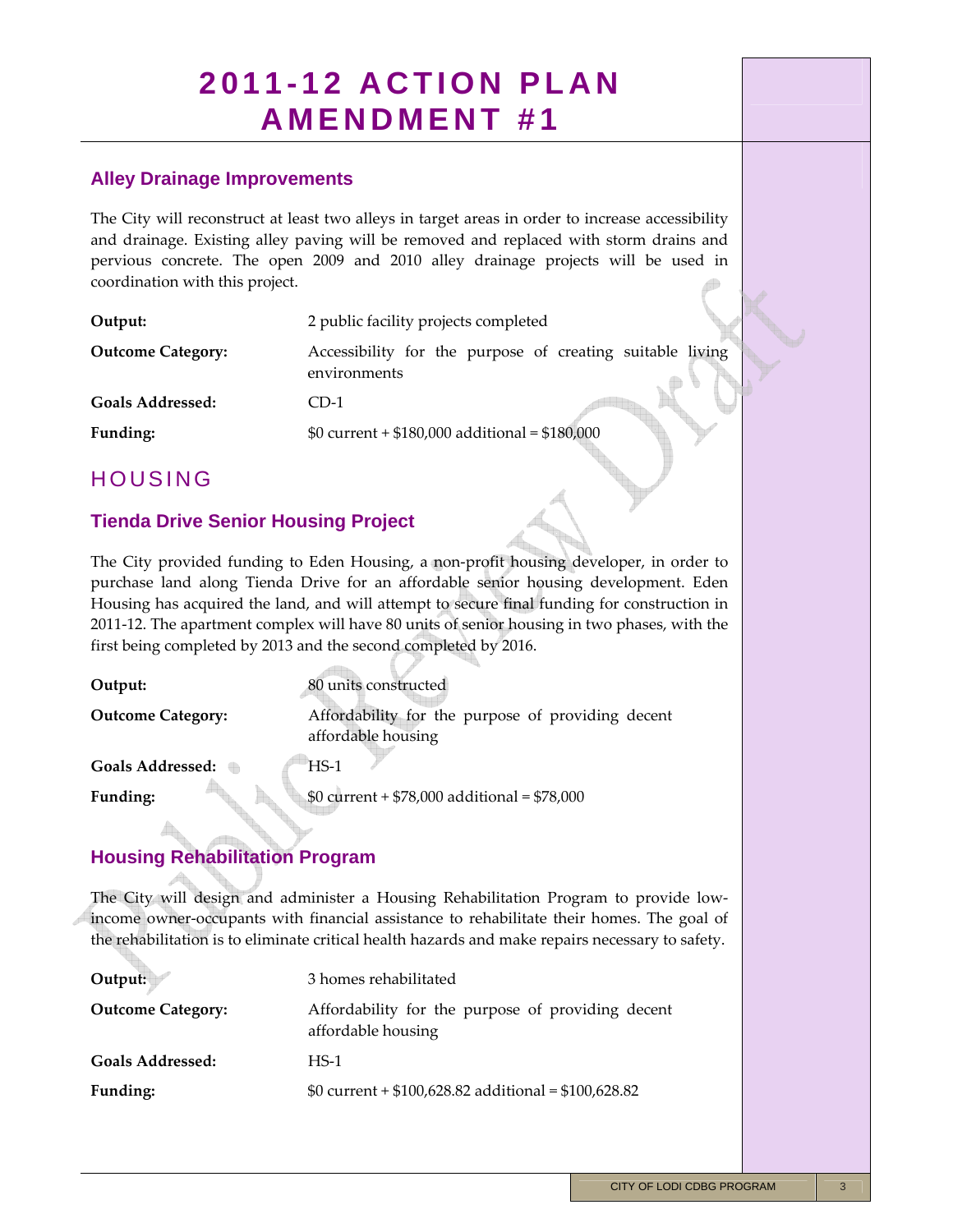# 2011-12 ACTION PLAN AMENDMENT #1

### Alley Drainage Improvements

The City will reconstruct at least two alleys in target areas in order to increase accessibility and drainage. Existing alley paving will be removed and replaced with storm drains and pervious concrete. The open 2009 and 2010 alley drainage projects will be used in coordination with this project.

| | |
|---|---|
| **Output:** | 2 public facility projects completed |
| **Outcome Category:** | Accessibility for the purpose of creating suitable living environments |
| **Goals Addressed:** | CD-1 |
| **Funding:** | $0 current + $180,000 additional = $180,000 |

## HOUSING

### Tienda Drive Senior Housing Project

The City provided funding to Eden Housing, a non-profit housing developer, in order to purchase land along Tienda Drive for an affordable senior housing development. Eden Housing has acquired the land, and will attempt to secure final funding for construction in 2011-12. The apartment complex will have 80 units of senior housing in two phases, with the first being completed by 2013 and the second completed by 2016.

| | |
|---|---|
| **Output:** | 80 units constructed |
| **Outcome Category:** | Affordability for the purpose of providing decent affordable housing |
| **Goals Addressed:** | HS-1 |
| **Funding:** | $0 current + $78,000 additional = $78,000 |

### Housing Rehabilitation Program

The City will design and administer a Housing Rehabilitation Program to provide low-income owner-occupants with financial assistance to rehabilitate their homes. The goal of the rehabilitation is to eliminate critical health hazards and make repairs necessary to safety.

| | |
|---|---|
| **Output:** | 3 homes rehabilitated |
| **Outcome Category:** | Affordability for the purpose of providing decent affordable housing |
| **Goals Addressed:** | HS-1 |
| **Funding:** | $0 current + $100,628.82 additional = $100,628.82 |